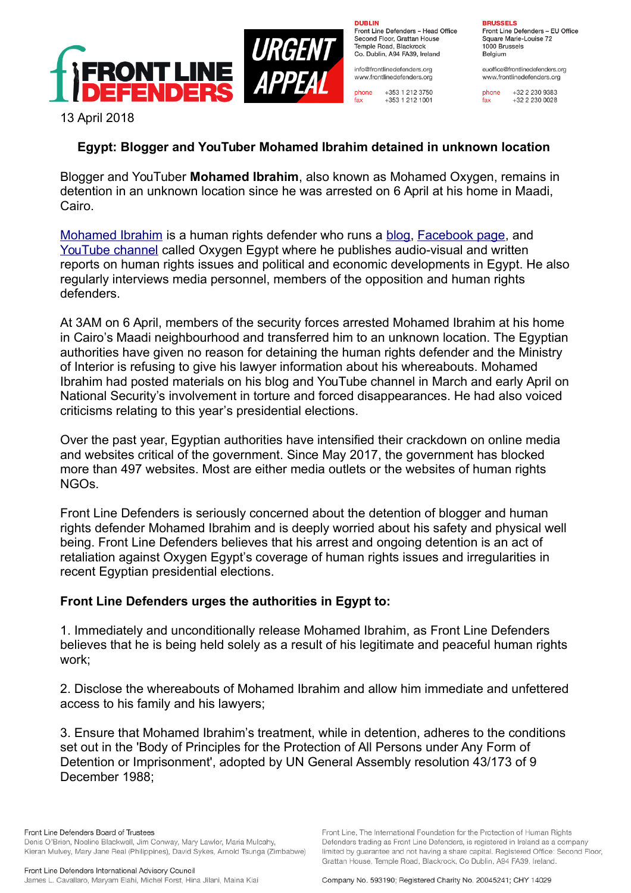**FRONT LINE DEFENDERS** | **URGENT APPEAL**

**DUBLIN**
Front Line Defenders – Head Office
Second Floor, Grattan House
Temple Road, Blackrock
Co. Dublin, A94 FA39, Ireland

info@frontlinedefenders.org
www.frontlinedefenders.org

phone +353 1 212 3750
fax +353 1 212 1001

**BRUSSELS**
Front Line Defenders – EU Office
Square Marie-Louise 72
1000 Brussels
Belgium

euoffice@frontlinedefenders.org
www.frontlinedefenders.org

phone +32 2 230 9383
fax +32 2 230 0028

13 April 2018

## Egypt: Blogger and YouTuber Mohamed Ibrahim detained in unknown location

Blogger and YouTuber **Mohamed Ibrahim**, also known as Mohamed Oxygen, remains in detention in an unknown location since he was arrested on 6 April at his home in Maadi, Cairo.

Mohamed Ibrahim is a human rights defender who runs a blog, Facebook page, and YouTube channel called Oxygen Egypt where he publishes audio-visual and written reports on human rights issues and political and economic developments in Egypt. He also regularly interviews media personnel, members of the opposition and human rights defenders.

At 3AM on 6 April, members of the security forces arrested Mohamed Ibrahim at his home in Cairo's Maadi neighbourhood and transferred him to an unknown location. The Egyptian authorities have given no reason for detaining the human rights defender and the Ministry of Interior is refusing to give his lawyer information about his whereabouts. Mohamed Ibrahim had posted materials on his blog and YouTube channel in March and early April on National Security's involvement in torture and forced disappearances. He had also voiced criticisms relating to this year's presidential elections.

Over the past year, Egyptian authorities have intensified their crackdown on online media and websites critical of the government. Since May 2017, the government has blocked more than 497 websites. Most are either media outlets or the websites of human rights NGOs.

Front Line Defenders is seriously concerned about the detention of blogger and human rights defender Mohamed Ibrahim and is deeply worried about his safety and physical well being. Front Line Defenders believes that his arrest and ongoing detention is an act of retaliation against Oxygen Egypt's coverage of human rights issues and irregularities in recent Egyptian presidential elections.

**Front Line Defenders urges the authorities in Egypt to:**

1. Immediately and unconditionally release Mohamed Ibrahim, as Front Line Defenders believes that he is being held solely as a result of his legitimate and peaceful human rights work;

2. Disclose the whereabouts of Mohamed Ibrahim and allow him immediate and unfettered access to his family and his lawyers;

3. Ensure that Mohamed Ibrahim's treatment, while in detention, adheres to the conditions set out in the 'Body of Principles for the Protection of All Persons under Any Form of Detention or Imprisonment', adopted by UN General Assembly resolution 43/173 of 9 December 1988;

Front Line Defenders Board of Trustees
Denis O'Brien, Noeline Blackwell, Jim Conway, Mary Lawlor, Maria Mulcahy, Kieran Mulvey, Mary Jane Real (Philippines), David Sykes, Arnold Tsunga (Zimbabwe)

Front Line Defenders International Advisory Council
James L. Cavallaro, Maryam Elahi, Michel Forst, Hina Jilani, Maina Kiai

Front Line, The International Foundation for the Protection of Human Rights Defenders trading as Front Line Defenders, is registered in Ireland as a company limited by guarantee and not having a share capital. Registered Office: Second Floor, Grattan House, Temple Road, Blackrock, Co Dublin, A94 FA39, Ireland.

Company No. 593190; Registered Charity No. 20045241; CHY 14029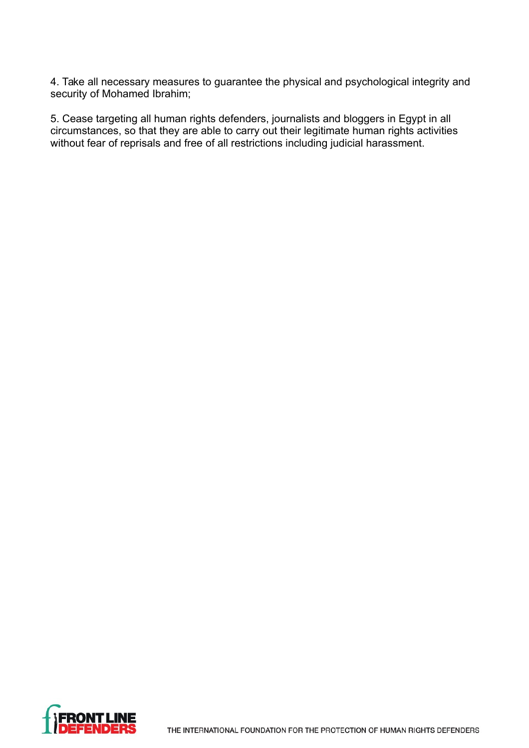4. Take all necessary measures to guarantee the physical and psychological integrity and security of Mohamed Ibrahim;

5. Cease targeting all human rights defenders, journalists and bloggers in Egypt in all circumstances, so that they are able to carry out their legitimate human rights activities without fear of reprisals and free of all restrictions including judicial harassment.